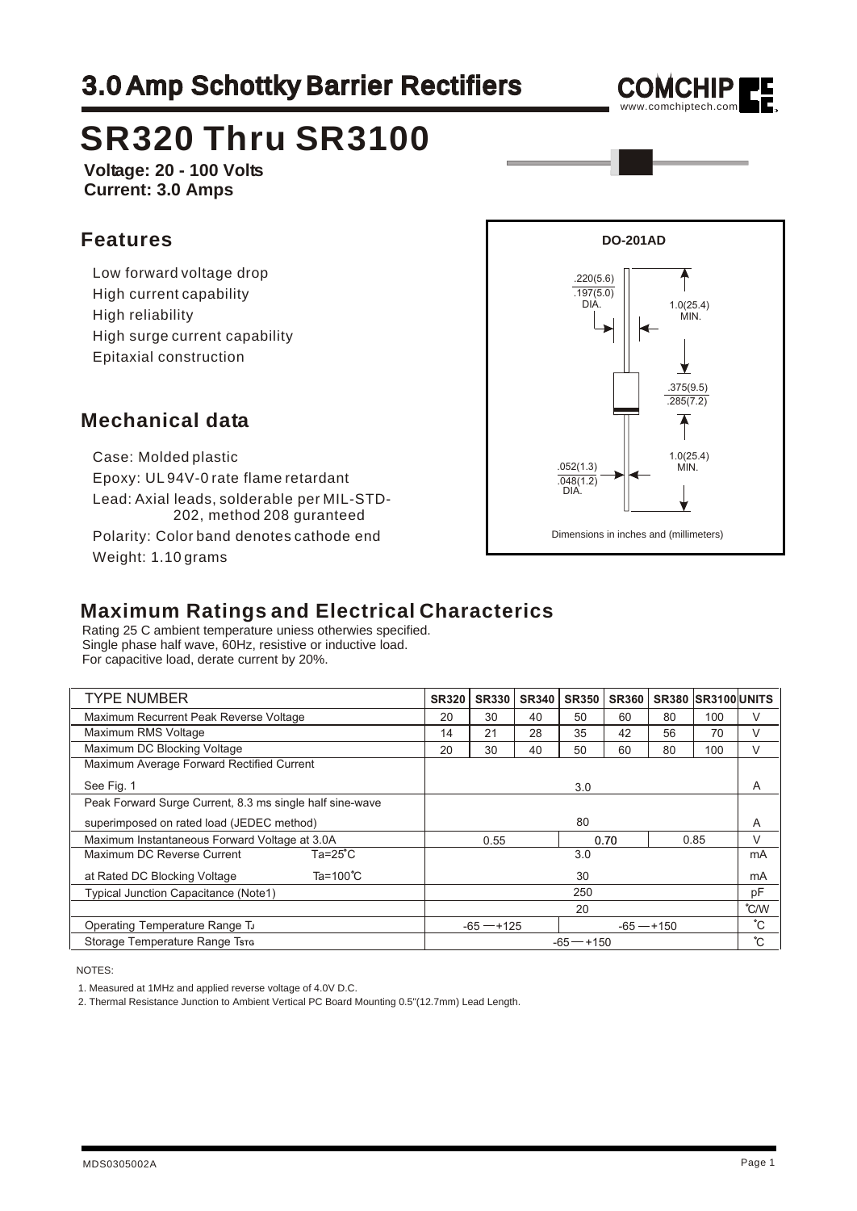# 3.0 Amp Schottky Barrier Rectifiers

# SR320 Thru SR3100

**Voltage: 20 - 100 Volts**
**Current: 3.0 Amps**

## Features

- Low forward voltage drop
- High current capability
- High reliability
- High surge current capability
- Epitaxial construction

## Mechanical data

- Case: Molded plastic
- Epoxy: UL 94V-0 rate flame retardant
- Lead: Axial leads, solderable per MIL-STD-202, method 208 guranteed
- Polarity: Color band denotes cathode end
- Weight: 1.10 grams

DO-201AD

.220(5.6) / .197(5.0) DIA.
1.0(25.4) MIN.
.375(9.5) / .285(7.2)
1.0(25.4) MIN.
.052(1.3) / .048(1.2) DIA.

Dimensions in inches and (millimeters)

## Maximum Ratings and Electrical Characterics

Rating 25 C ambient temperature uniess otherwies specified.
Single phase half wave, 60Hz, resistive or inductive load.
For capacitive load, derate current by 20%.

| TYPE NUMBER | | SR320 | SR330 | SR340 | SR350 | SR360 | SR380 | SR3100 | UNITS |
|---|---|---|---|---|---|---|---|---|---|
| Maximum Recurrent Peak Reverse Voltage | | 20 | 30 | 40 | 50 | 60 | 80 | 100 | V |
| Maximum RMS Voltage | | 14 | 21 | 28 | 35 | 42 | 56 | 70 | V |
| Maximum DC Blocking Voltage | | 20 | 30 | 40 | 50 | 60 | 80 | 100 | V |
| Maximum Average Forward Rectified Current See Fig. 1 | | 3.0 | | | | | | | A |
| Peak Forward Surge Current, 8.3 ms single half sine-wave superimposed on rated load (JEDEC method) | | 80 | | | | | | | A |
| Maximum Instantaneous Forward Voltage at 3.0A | | 0.55 | | | 0.70 | | 0.85 | | V |
| Maximum DC Reverse Current | Ta=25℃ | 3.0 | | | | | | | mA |
| at Rated DC Blocking Voltage | Ta=100℃ | 30 | | | | | | | mA |
| Typical Junction Capacitance (Note1) | | 250 | | | | | | | pF |
| | | 20 | | | | | | | ℃/W |
| Operating Temperature Range $T_J$ | | -65 — +125 | | | -65 — +150 | | | | ℃ |
| Storage Temperature Range $T_{STG}$ | | -65 — +150 | | | | | | | ℃ |

NOTES:

1. Measured at 1MHz and applied reverse voltage of 4.0V D.C.
2. Thermal Resistance Junction to Ambient Vertical PC Board Mounting 0.5"(12.7mm) Lead Length.

MDS0305002A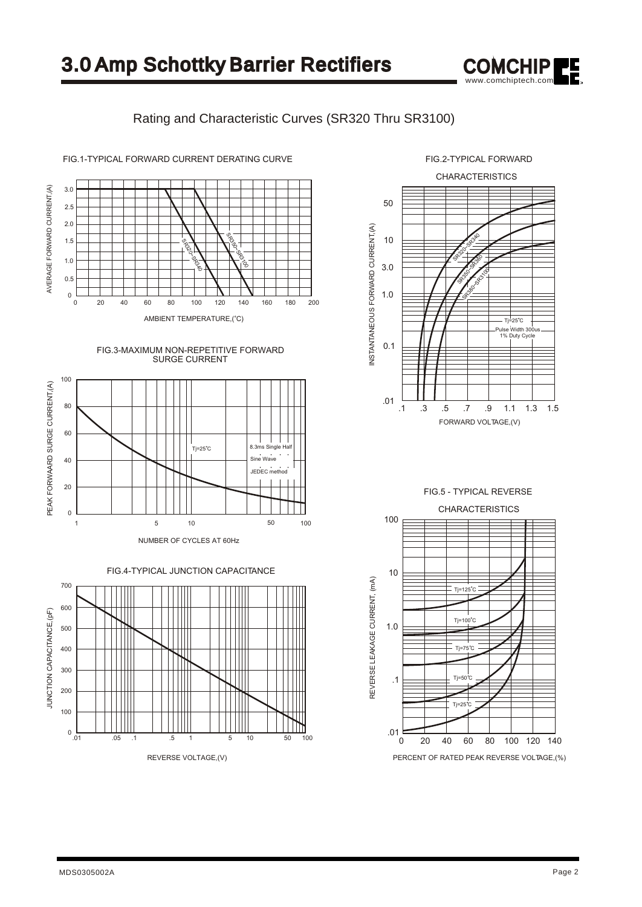# 3.0 Amp Schottky Barrier Rectifiers

## Rating and Characteristic Curves (SR320 Thru SR3100)

FIG.1-TYPICAL FORWARD CURRENT DERATING CURVE

AVERAGE FORWARD CURRENT,(A)

3.0
2.5
2.0
1.5
1.0
0.5
0

0 20 40 60 80 100 120 140 160 180 200

AMBIENT TEMPERATURE,(°C)

SR320~SR340
SR350~SR3100

FIG.2-TYPICAL FORWARD CHARACTERISTICS

INSTANTANEOUS FORWARD CURRENT,(A)

50
10
3.0
1.0
0.1
.01

.1 .3 .5 .7 .9 1.1 1.3 1.5

FORWARD VOLTAGE,(V)

SR320~SR340
SR350~SR360
SR380~SR3100

Tj=25°C
Pulse Width 300us
1% Duty Cycle

FIG.3-MAXIMUM NON-REPETITIVE FORWARD SURGE CURRENT

PEAK FORWAARD SURGE CURRENT,(A)

100
80
60
40
20
0

1 5 10 50 100

NUMBER OF CYCLES AT 60Hz

Tj=25°C

8.3ms Single Half
Sine Wave
JEDEC method

FIG.4-TYPICAL JUNCTION CAPACITANCE

JUNCTION CAPACITANCE,(pF)

700
600
500
400
300
200
100
0

.01 .05 .1 .5 1 5 10 50 100

REVERSE VOLTAGE,(V)

FIG.5 - TYPICAL REVERSE CHARACTERISTICS

REVERSE LEAKAGE CURRENT, (mA)

100
10
1.0
.1
.01

0 20 40 60 80 100 120 140

PERCENT OF RATED PEAK REVERSE VOLTAGE,(%)

Tj=125°C
Tj=100°C
Tj=75°C
Tj=50°C
Tj=25°C

MDS0305002A